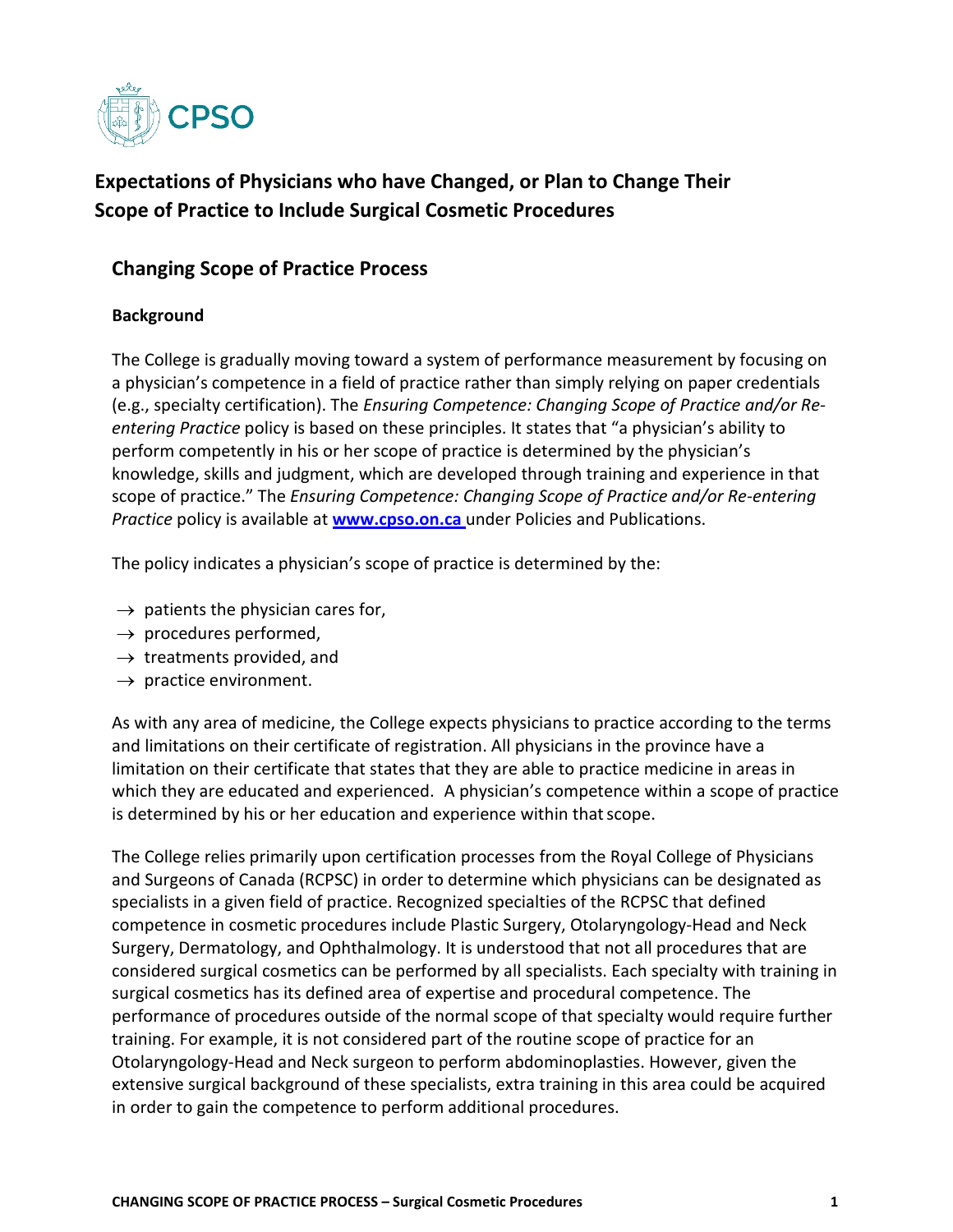CPSO

# Expectations of Physicians who have Changed, or Plan to Change Their Scope of Practice to Include Surgical Cosmetic Procedures

## Changing Scope of Practice Process

### Background

The College is gradually moving toward a system of performance measurement by focusing on a physician's competence in a field of practice rather than simply relying on paper credentials (e.g., specialty certification). The *Ensuring Competence: Changing Scope of Practice and/or Re-entering Practice* policy is based on these principles. It states that "a physician's ability to perform competently in his or her scope of practice is determined by the physician's knowledge, skills and judgment, which are developed through training and experience in that scope of practice." The *Ensuring Competence: Changing Scope of Practice and/or Re-entering Practice* policy is available at **www.cpso.on.ca** under Policies and Publications.

The policy indicates a physician's scope of practice is determined by the:

- → patients the physician cares for,
- → procedures performed,
- → treatments provided, and
- → practice environment.

As with any area of medicine, the College expects physicians to practice according to the terms and limitations on their certificate of registration. All physicians in the province have a limitation on their certificate that states that they are able to practice medicine in areas in which they are educated and experienced. A physician's competence within a scope of practice is determined by his or her education and experience within that scope.

The College relies primarily upon certification processes from the Royal College of Physicians and Surgeons of Canada (RCPSC) in order to determine which physicians can be designated as specialists in a given field of practice. Recognized specialties of the RCPSC that defined competence in cosmetic procedures include Plastic Surgery, Otolaryngology-Head and Neck Surgery, Dermatology, and Ophthalmology. It is understood that not all procedures that are considered surgical cosmetics can be performed by all specialists. Each specialty with training in surgical cosmetics has its defined area of expertise and procedural competence. The performance of procedures outside of the normal scope of that specialty would require further training. For example, it is not considered part of the routine scope of practice for an Otolaryngology-Head and Neck surgeon to perform abdominoplasties. However, given the extensive surgical background of these specialists, extra training in this area could be acquired in order to gain the competence to perform additional procedures.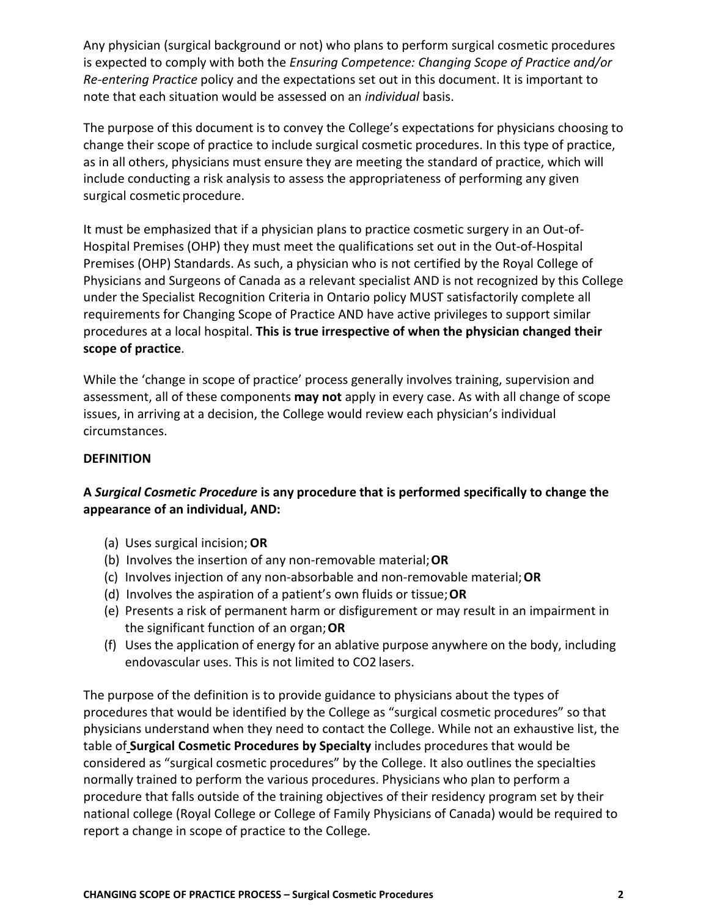Any physician (surgical background or not) who plans to perform surgical cosmetic procedures is expected to comply with both the *Ensuring Competence: Changing Scope of Practice and/or Re-entering Practice* policy and the expectations set out in this document. It is important to note that each situation would be assessed on an *individual* basis.

The purpose of this document is to convey the College's expectations for physicians choosing to change their scope of practice to include surgical cosmetic procedures. In this type of practice, as in all others, physicians must ensure they are meeting the standard of practice, which will include conducting a risk analysis to assess the appropriateness of performing any given surgical cosmetic procedure.

It must be emphasized that if a physician plans to practice cosmetic surgery in an Out-of-Hospital Premises (OHP) they must meet the qualifications set out in the Out-of-Hospital Premises (OHP) Standards. As such, a physician who is not certified by the Royal College of Physicians and Surgeons of Canada as a relevant specialist AND is not recognized by this College under the Specialist Recognition Criteria in Ontario policy MUST satisfactorily complete all requirements for Changing Scope of Practice AND have active privileges to support similar procedures at a local hospital. **This is true irrespective of when the physician changed their scope of practice**.

While the 'change in scope of practice' process generally involves training, supervision and assessment, all of these components **may not** apply in every case. As with all change of scope issues, in arriving at a decision, the College would review each physician's individual circumstances.

**DEFINITION**

**A *Surgical Cosmetic Procedure* is any procedure that is performed specifically to change the appearance of an individual, AND:**

(a) Uses surgical incision; **OR**
(b) Involves the insertion of any non-removable material; **OR**
(c) Involves injection of any non-absorbable and non-removable material; **OR**
(d) Involves the aspiration of a patient's own fluids or tissue; **OR**
(e) Presents a risk of permanent harm or disfigurement or may result in an impairment in the significant function of an organ; **OR**
(f) Uses the application of energy for an ablative purpose anywhere on the body, including endovascular uses. This is not limited to $CO_2$ lasers.

The purpose of the definition is to provide guidance to physicians about the types of procedures that would be identified by the College as "surgical cosmetic procedures" so that physicians understand when they need to contact the College. While not an exhaustive list, the table of **Surgical Cosmetic Procedures by Specialty** includes procedures that would be considered as "surgical cosmetic procedures" by the College. It also outlines the specialties normally trained to perform the various procedures. Physicians who plan to perform a procedure that falls outside of the training objectives of their residency program set by their national college (Royal College or College of Family Physicians of Canada) would be required to report a change in scope of practice to the College.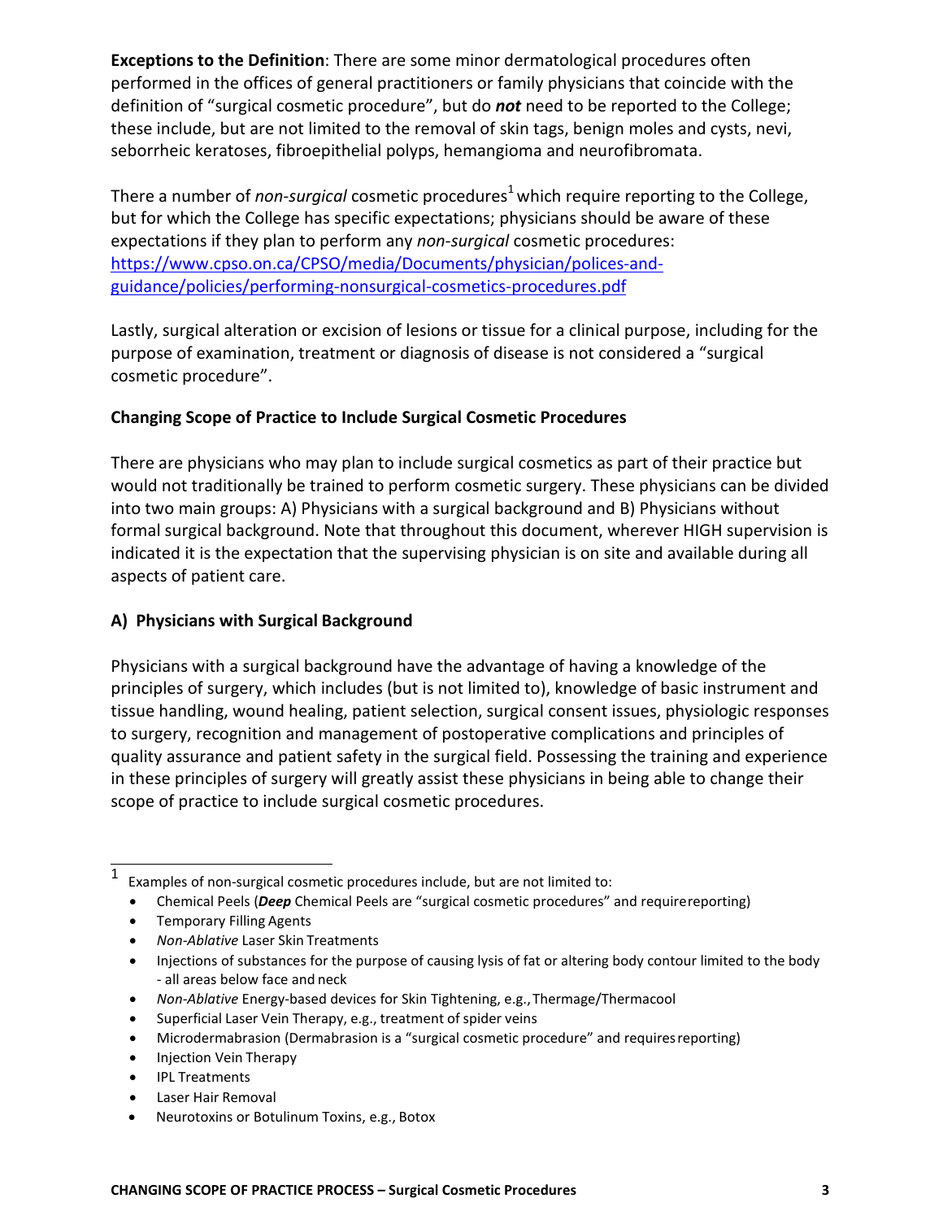**Exceptions to the Definition**: There are some minor dermatological procedures often performed in the offices of general practitioners or family physicians that coincide with the definition of "surgical cosmetic procedure", but do ***not*** need to be reported to the College; these include, but are not limited to the removal of skin tags, benign moles and cysts, nevi, seborrheic keratoses, fibroepithelial polyps, hemangioma and neurofibromata.

There a number of *non-surgical* cosmetic procedures[1] which require reporting to the College, but for which the College has specific expectations; physicians should be aware of these expectations if they plan to perform any *non-surgical* cosmetic procedures: [https://www.cpso.on.ca/CPSO/media/Documents/physician/polices-and-guidance/policies/performing-nonsurgical-cosmetics-procedures.pdf](https://www.cpso.on.ca/CPSO/media/Documents/physician/polices-and-guidance/policies/performing-nonsurgical-cosmetics-procedures.pdf)

Lastly, surgical alteration or excision of lesions or tissue for a clinical purpose, including for the purpose of examination, treatment or diagnosis of disease is not considered a "surgical cosmetic procedure".

## Changing Scope of Practice to Include Surgical Cosmetic Procedures

There are physicians who may plan to include surgical cosmetics as part of their practice but would not traditionally be trained to perform cosmetic surgery. These physicians can be divided into two main groups: A) Physicians with a surgical background and B) Physicians without formal surgical background. Note that throughout this document, wherever HIGH supervision is indicated it is the expectation that the supervising physician is on site and available during all aspects of patient care.

### A) Physicians with Surgical Background

Physicians with a surgical background have the advantage of having a knowledge of the principles of surgery, which includes (but is not limited to), knowledge of basic instrument and tissue handling, wound healing, patient selection, surgical consent issues, physiologic responses to surgery, recognition and management of postoperative complications and principles of quality assurance and patient safety in the surgical field. Possessing the training and experience in these principles of surgery will greatly assist these physicians in being able to change their scope of practice to include surgical cosmetic procedures.

---

[1] Examples of non-surgical cosmetic procedures include, but are not limited to:

- Chemical Peels (***Deep*** Chemical Peels are "surgical cosmetic procedures" and require reporting)
- Temporary Filling Agents
- *Non-Ablative* Laser Skin Treatments
- Injections of substances for the purpose of causing lysis of fat or altering body contour limited to the body - all areas below face and neck
- *Non-Ablative* Energy-based devices for Skin Tightening, e.g., Thermage/Thermacool
- Superficial Laser Vein Therapy, e.g., treatment of spider veins
- Microdermabrasion (Dermabrasion is a "surgical cosmetic procedure" and requires reporting)
- Injection Vein Therapy
- IPL Treatments
- Laser Hair Removal
- Neurotoxins or Botulinum Toxins, e.g., Botox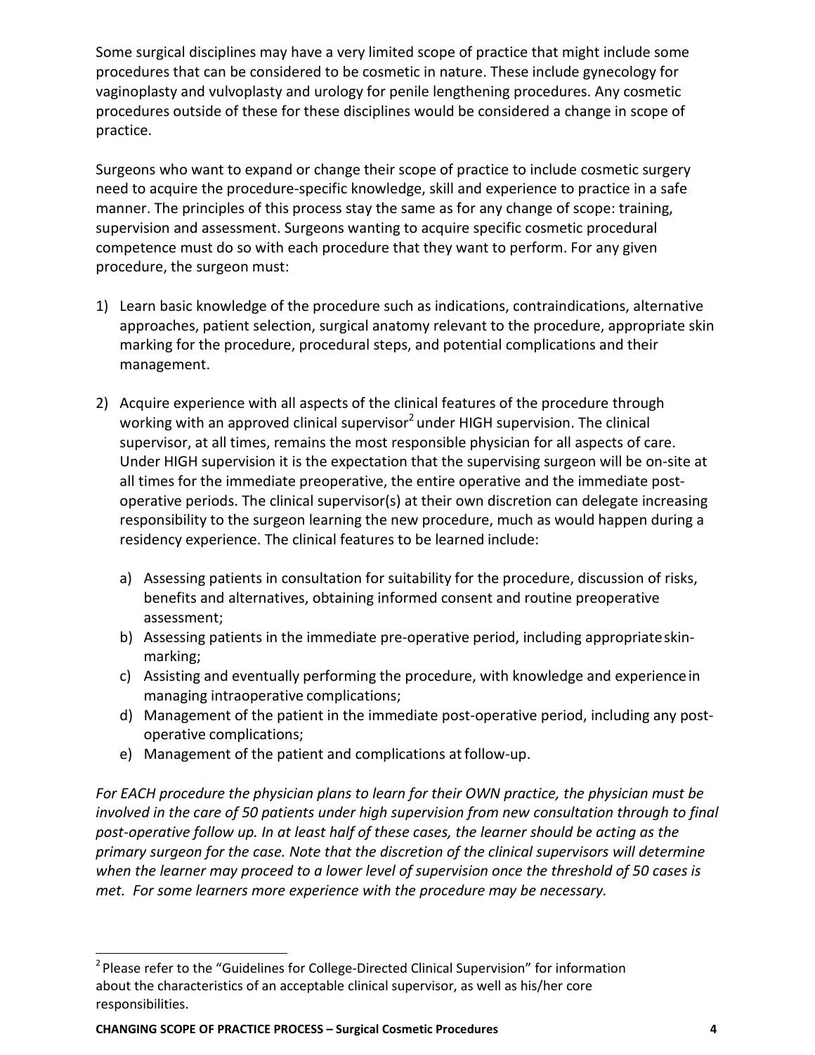Some surgical disciplines may have a very limited scope of practice that might include some procedures that can be considered to be cosmetic in nature. These include gynecology for vaginoplasty and vulvoplasty and urology for penile lengthening procedures. Any cosmetic procedures outside of these for these disciplines would be considered a change in scope of practice.

Surgeons who want to expand or change their scope of practice to include cosmetic surgery need to acquire the procedure-specific knowledge, skill and experience to practice in a safe manner. The principles of this process stay the same as for any change of scope: training, supervision and assessment. Surgeons wanting to acquire specific cosmetic procedural competence must do so with each procedure that they want to perform. For any given procedure, the surgeon must:

1) Learn basic knowledge of the procedure such as indications, contraindications, alternative approaches, patient selection, surgical anatomy relevant to the procedure, appropriate skin marking for the procedure, procedural steps, and potential complications and their management.

2) Acquire experience with all aspects of the clinical features of the procedure through working with an approved clinical supervisor[2] under HIGH supervision. The clinical supervisor, at all times, remains the most responsible physician for all aspects of care. Under HIGH supervision it is the expectation that the supervising surgeon will be on-site at all times for the immediate preoperative, the entire operative and the immediate post-operative periods. The clinical supervisor(s) at their own discretion can delegate increasing responsibility to the surgeon learning the new procedure, much as would happen during a residency experience. The clinical features to be learned include:

   a) Assessing patients in consultation for suitability for the procedure, discussion of risks, benefits and alternatives, obtaining informed consent and routine preoperative assessment;
   b) Assessing patients in the immediate pre-operative period, including appropriate skin-marking;
   c) Assisting and eventually performing the procedure, with knowledge and experience in managing intraoperative complications;
   d) Management of the patient in the immediate post-operative period, including any post-operative complications;
   e) Management of the patient and complications at follow-up.

*For EACH procedure the physician plans to learn for their OWN practice, the physician must be involved in the care of 50 patients under high supervision from new consultation through to final post-operative follow up. In at least half of these cases, the learner should be acting as the primary surgeon for the case. Note that the discretion of the clinical supervisors will determine when the learner may proceed to a lower level of supervision once the threshold of 50 cases is met. For some learners more experience with the procedure may be necessary.*

---

[2] Please refer to the "Guidelines for College-Directed Clinical Supervision" for information about the characteristics of an acceptable clinical supervisor, as well as his/her core responsibilities.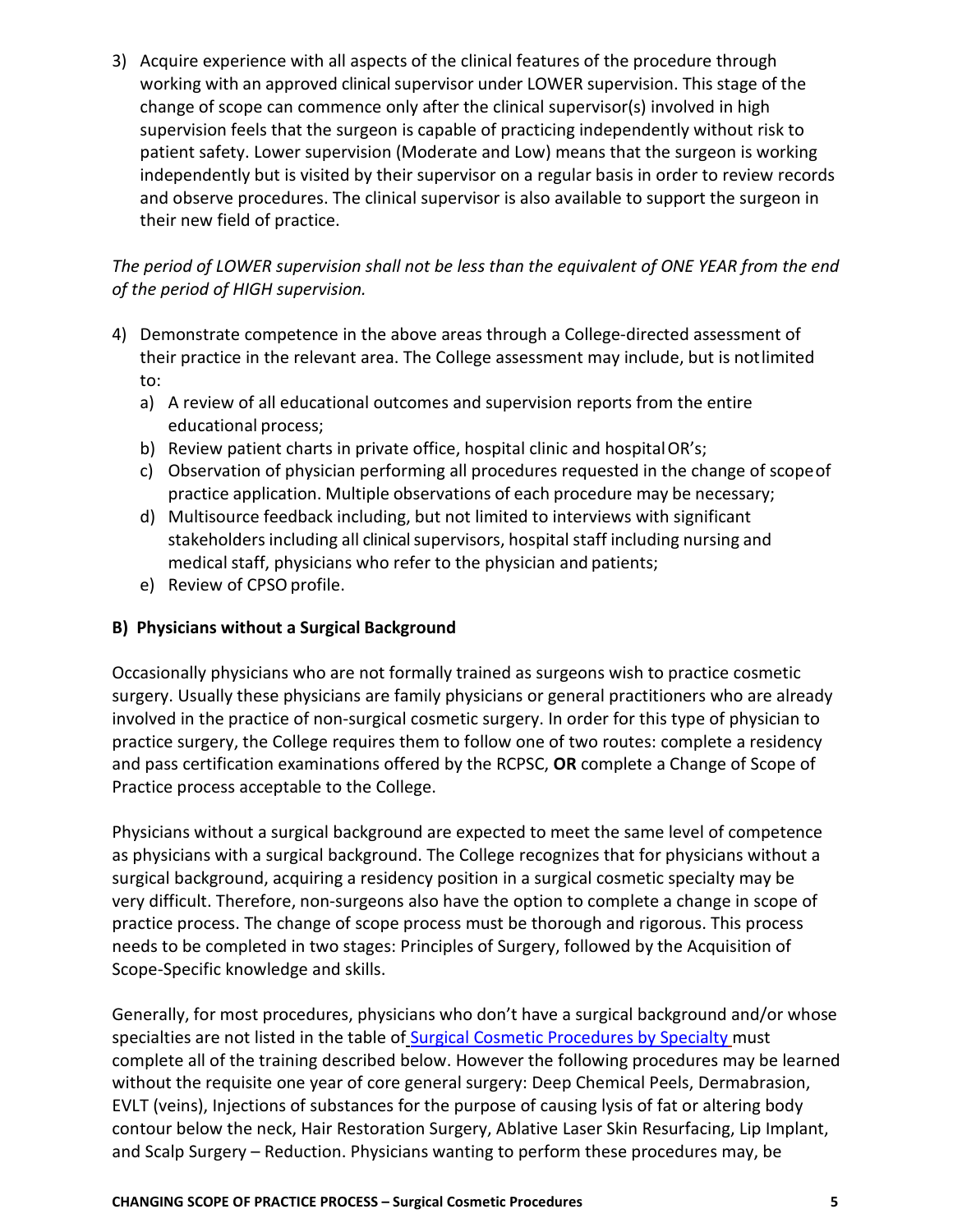3) Acquire experience with all aspects of the clinical features of the procedure through working with an approved clinical supervisor under LOWER supervision. This stage of the change of scope can commence only after the clinical supervisor(s) involved in high supervision feels that the surgeon is capable of practicing independently without risk to patient safety. Lower supervision (Moderate and Low) means that the surgeon is working independently but is visited by their supervisor on a regular basis in order to review records and observe procedures. The clinical supervisor is also available to support the surgeon in their new field of practice.

*The period of LOWER supervision shall not be less than the equivalent of ONE YEAR from the end of the period of HIGH supervision.*

4) Demonstrate competence in the above areas through a College-directed assessment of their practice in the relevant area. The College assessment may include, but is not limited to:
   a) A review of all educational outcomes and supervision reports from the entire educational process;
   b) Review patient charts in private office, hospital clinic and hospital OR's;
   c) Observation of physician performing all procedures requested in the change of scope of practice application. Multiple observations of each procedure may be necessary;
   d) Multisource feedback including, but not limited to interviews with significant stakeholders including all clinical supervisors, hospital staff including nursing and medical staff, physicians who refer to the physician and patients;
   e) Review of CPSO profile.

### B) Physicians without a Surgical Background

Occasionally physicians who are not formally trained as surgeons wish to practice cosmetic surgery. Usually these physicians are family physicians or general practitioners who are already involved in the practice of non-surgical cosmetic surgery. In order for this type of physician to practice surgery, the College requires them to follow one of two routes: complete a residency and pass certification examinations offered by the RCPSC, **OR** complete a Change of Scope of Practice process acceptable to the College.

Physicians without a surgical background are expected to meet the same level of competence as physicians with a surgical background. The College recognizes that for physicians without a surgical background, acquiring a residency position in a surgical cosmetic specialty may be very difficult. Therefore, non-surgeons also have the option to complete a change in scope of practice process. The change of scope process must be thorough and rigorous. This process needs to be completed in two stages: Principles of Surgery, followed by the Acquisition of Scope-Specific knowledge and skills.

Generally, for most procedures, physicians who don't have a surgical background and/or whose specialties are not listed in the table of Surgical Cosmetic Procedures by Specialty must complete all of the training described below. However the following procedures may be learned without the requisite one year of core general surgery: Deep Chemical Peels, Dermabrasion, EVLT (veins), Injections of substances for the purpose of causing lysis of fat or altering body contour below the neck, Hair Restoration Surgery, Ablative Laser Skin Resurfacing, Lip Implant, and Scalp Surgery – Reduction. Physicians wanting to perform these procedures may, be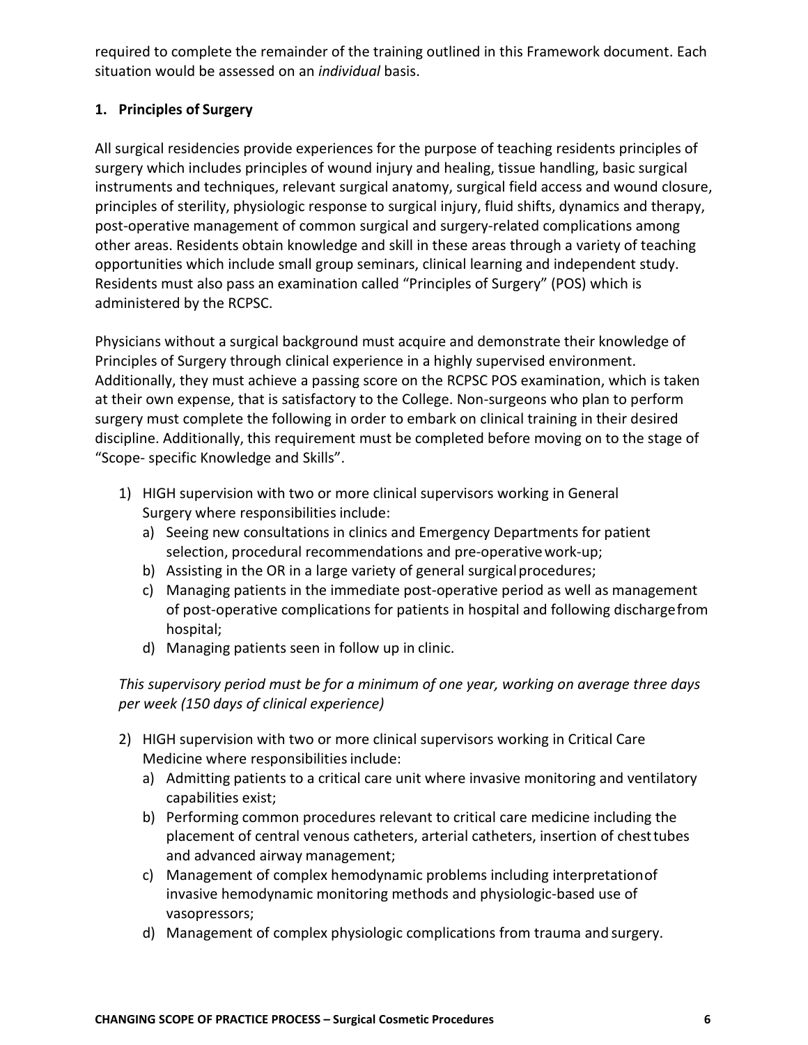required to complete the remainder of the training outlined in this Framework document. Each situation would be assessed on an *individual* basis.

## 1. Principles of Surgery

All surgical residencies provide experiences for the purpose of teaching residents principles of surgery which includes principles of wound injury and healing, tissue handling, basic surgical instruments and techniques, relevant surgical anatomy, surgical field access and wound closure, principles of sterility, physiologic response to surgical injury, fluid shifts, dynamics and therapy, post-operative management of common surgical and surgery-related complications among other areas. Residents obtain knowledge and skill in these areas through a variety of teaching opportunities which include small group seminars, clinical learning and independent study. Residents must also pass an examination called "Principles of Surgery" (POS) which is administered by the RCPSC.

Physicians without a surgical background must acquire and demonstrate their knowledge of Principles of Surgery through clinical experience in a highly supervised environment. Additionally, they must achieve a passing score on the RCPSC POS examination, which is taken at their own expense, that is satisfactory to the College. Non-surgeons who plan to perform surgery must complete the following in order to embark on clinical training in their desired discipline. Additionally, this requirement must be completed before moving on to the stage of "Scope- specific Knowledge and Skills".

1) HIGH supervision with two or more clinical supervisors working in General Surgery where responsibilities include:
   a) Seeing new consultations in clinics and Emergency Departments for patient selection, procedural recommendations and pre-operative work-up;
   b) Assisting in the OR in a large variety of general surgical procedures;
   c) Managing patients in the immediate post-operative period as well as management of post-operative complications for patients in hospital and following discharge from hospital;
   d) Managing patients seen in follow up in clinic.

   *This supervisory period must be for a minimum of one year, working on average three days per week (150 days of clinical experience)*

2) HIGH supervision with two or more clinical supervisors working in Critical Care Medicine where responsibilities include:
   a) Admitting patients to a critical care unit where invasive monitoring and ventilatory capabilities exist;
   b) Performing common procedures relevant to critical care medicine including the placement of central venous catheters, arterial catheters, insertion of chest tubes and advanced airway management;
   c) Management of complex hemodynamic problems including interpretation of invasive hemodynamic monitoring methods and physiologic-based use of vasopressors;
   d) Management of complex physiologic complications from trauma and surgery.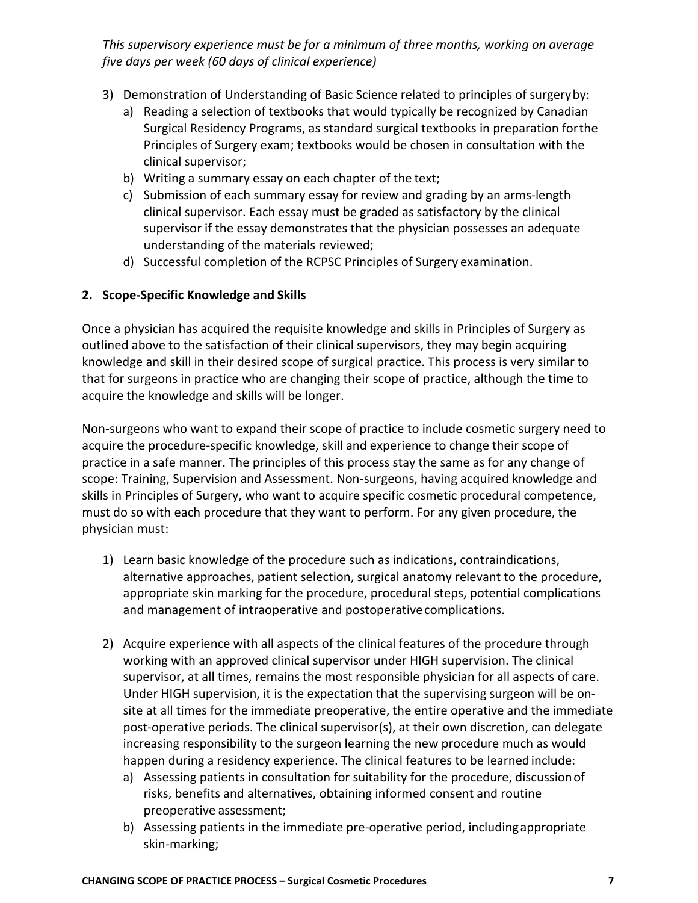*This supervisory experience must be for a minimum of three months, working on average five days per week (60 days of clinical experience)*

3) Demonstration of Understanding of Basic Science related to principles of surgery by:
   a) Reading a selection of textbooks that would typically be recognized by Canadian Surgical Residency Programs, as standard surgical textbooks in preparation for the Principles of Surgery exam; textbooks would be chosen in consultation with the clinical supervisor;
   b) Writing a summary essay on each chapter of the text;
   c) Submission of each summary essay for review and grading by an arms-length clinical supervisor. Each essay must be graded as satisfactory by the clinical supervisor if the essay demonstrates that the physician possesses an adequate understanding of the materials reviewed;
   d) Successful completion of the RCPSC Principles of Surgery examination.

## 2. Scope-Specific Knowledge and Skills

Once a physician has acquired the requisite knowledge and skills in Principles of Surgery as outlined above to the satisfaction of their clinical supervisors, they may begin acquiring knowledge and skill in their desired scope of surgical practice. This process is very similar to that for surgeons in practice who are changing their scope of practice, although the time to acquire the knowledge and skills will be longer.

Non-surgeons who want to expand their scope of practice to include cosmetic surgery need to acquire the procedure-specific knowledge, skill and experience to change their scope of practice in a safe manner. The principles of this process stay the same as for any change of scope: Training, Supervision and Assessment. Non-surgeons, having acquired knowledge and skills in Principles of Surgery, who want to acquire specific cosmetic procedural competence, must do so with each procedure that they want to perform. For any given procedure, the physician must:

1) Learn basic knowledge of the procedure such as indications, contraindications, alternative approaches, patient selection, surgical anatomy relevant to the procedure, appropriate skin marking for the procedure, procedural steps, potential complications and management of intraoperative and postoperative complications.

2) Acquire experience with all aspects of the clinical features of the procedure through working with an approved clinical supervisor under HIGH supervision. The clinical supervisor, at all times, remains the most responsible physician for all aspects of care. Under HIGH supervision, it is the expectation that the supervising surgeon will be on-site at all times for the immediate preoperative, the entire operative and the immediate post-operative periods. The clinical supervisor(s), at their own discretion, can delegate increasing responsibility to the surgeon learning the new procedure much as would happen during a residency experience. The clinical features to be learned include:
   a) Assessing patients in consultation for suitability for the procedure, discussion of risks, benefits and alternatives, obtaining informed consent and routine preoperative assessment;
   b) Assessing patients in the immediate pre-operative period, including appropriate skin-marking;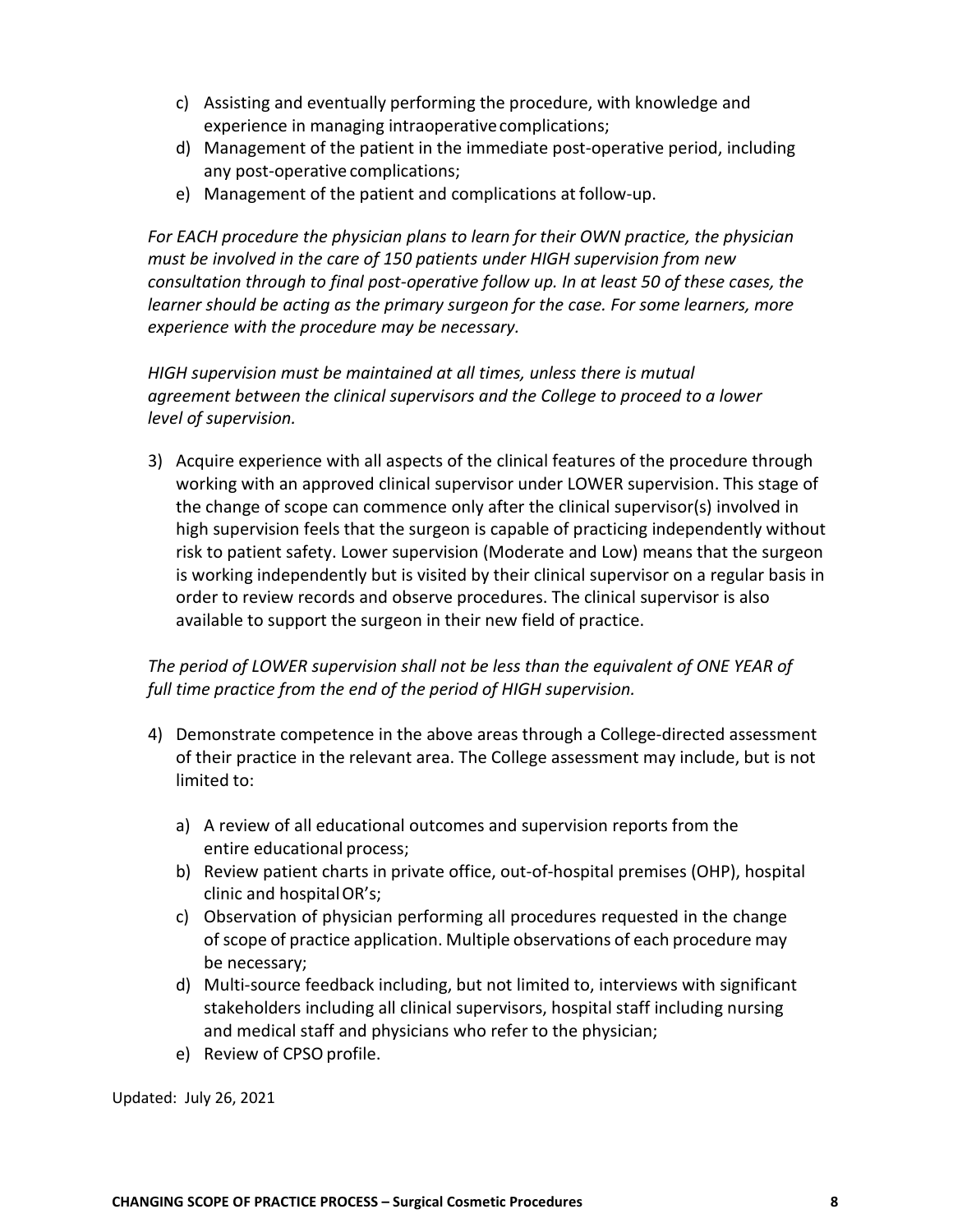c) Assisting and eventually performing the procedure, with knowledge and experience in managing intraoperative complications;
d) Management of the patient in the immediate post-operative period, including any post-operative complications;
e) Management of the patient and complications at follow-up.

*For EACH procedure the physician plans to learn for their OWN practice, the physician must be involved in the care of 150 patients under HIGH supervision from new consultation through to final post-operative follow up. In at least 50 of these cases, the learner should be acting as the primary surgeon for the case. For some learners, more experience with the procedure may be necessary.*

*HIGH supervision must be maintained at all times, unless there is mutual agreement between the clinical supervisors and the College to proceed to a lower level of supervision.*

3) Acquire experience with all aspects of the clinical features of the procedure through working with an approved clinical supervisor under LOWER supervision. This stage of the change of scope can commence only after the clinical supervisor(s) involved in high supervision feels that the surgeon is capable of practicing independently without risk to patient safety. Lower supervision (Moderate and Low) means that the surgeon is working independently but is visited by their clinical supervisor on a regular basis in order to review records and observe procedures. The clinical supervisor is also available to support the surgeon in their new field of practice.

*The period of LOWER supervision shall not be less than the equivalent of ONE YEAR of full time practice from the end of the period of HIGH supervision.*

4) Demonstrate competence in the above areas through a College-directed assessment of their practice in the relevant area. The College assessment may include, but is not limited to:

   a) A review of all educational outcomes and supervision reports from the entire educational process;
   b) Review patient charts in private office, out-of-hospital premises (OHP), hospital clinic and hospital OR's;
   c) Observation of physician performing all procedures requested in the change of scope of practice application. Multiple observations of each procedure may be necessary;
   d) Multi-source feedback including, but not limited to, interviews with significant stakeholders including all clinical supervisors, hospital staff including nursing and medical staff and physicians who refer to the physician;
   e) Review of CPSO profile.

Updated: July 26, 2021